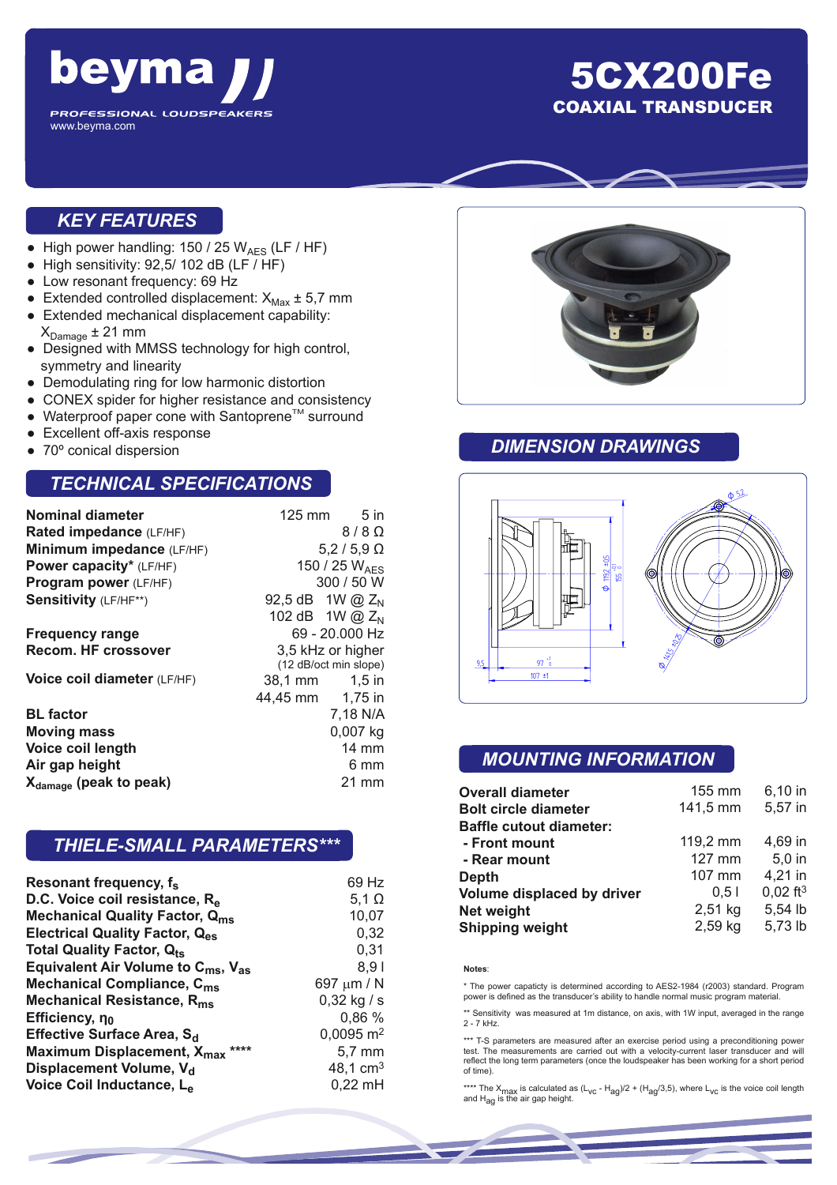# beyma

PROFESSIONAL LOUDSPEAKERS
www.beyma.com

# 5CX200Fe

## COAXIAL TRANSDUCER

## KEY FEATURES

- High power handling: 150 / 25 $W_{AES}$ (LF / HF)
- High sensitivity: 92,5/ 102 dB (LF / HF)
- Low resonant frequency: 69 Hz
- Extended controlled displacement: $X_{Max}$ ± 5,7 mm
- Extended mechanical displacement capability: $X_{Damage}$ ± 21 mm
- Designed with MMSS technology for high control, symmetry and linearity
- Demodulating ring for low harmonic distortion
- CONEX spider for higher resistance and consistency
- Waterproof paper cone with Santoprene™ surround
- Excellent off-axis response
- 70º conical dispersion

## TECHNICAL SPECIFICATIONS

| | | |
|---|---|---|
| **Nominal diameter** | 125 mm | 5 in |
| **Rated impedance** (LF/HF) | | 8 / 8 Ω |
| **Minimum impedance** (LF/HF) | | 5,2 / 5,9 Ω |
| **Power capacity*** (LF/HF) | | 150 / 25 $W_{AES}$ |
| **Program power** (LF/HF) | | 300 / 50 W |
| **Sensitivity** (LF/HF**) | 92,5 dB | 1W @ $Z_N$ |
| | 102 dB | 1W @ $Z_N$ |
| **Frequency range** | | 69 - 20.000 Hz |
| **Recom. HF crossover** | | 3,5 kHz or higher (12 dB/oct min slope) |
| **Voice coil diameter** (LF/HF) | 38,1 mm | 1,5 in |
| | 44,45 mm | 1,75 in |
| **BL factor** | | 7,18 N/A |
| **Moving mass** | | 0,007 kg |
| **Voice coil length** | | 14 mm |
| **Air gap height** | | 6 mm |
| **$X_{damage}$ (peak to peak)** | | 21 mm |

## THIELE-SMALL PARAMETERS***

| | |
|---|---|
| **Resonant frequency, $f_s$** | 69 Hz |
| **D.C. Voice coil resistance, $R_e$** | 5,1 Ω |
| **Mechanical Quality Factor, $Q_{ms}$** | 10,07 |
| **Electrical Quality Factor, $Q_{es}$** | 0,32 |
| **Total Quality Factor, $Q_{ts}$** | 0,31 |
| **Equivalent Air Volume to $C_{ms}$, $V_{as}$** | 8,9 l |
| **Mechanical Compliance, $C_{ms}$** | 697 μm / N |
| **Mechanical Resistance, $R_{ms}$** | 0,32 kg / s |
| **Efficiency, $\eta_0$** | 0,86 % |
| **Effective Surface Area, $S_d$** | 0,0095 $m^2$ |
| **Maximum Displacement, $X_{max}$ \*\*\*\*** | 5,7 mm |
| **Displacement Volume, $V_d$** | 48,1 $cm^3$ |
| **Voice Coil Inductance, $L_e$** | 0,22 mH |

## DIMENSION DRAWINGS

## MOUNTING INFORMATION

| | | |
|---|---|---|
| **Overall diameter** | 155 mm | 6,10 in |
| **Bolt circle diameter** | 141,5 mm | 5,57 in |
| **Baffle cutout diameter:** | | |
| **- Front mount** | 119,2 mm | 4,69 in |
| **- Rear mount** | 127 mm | 5,0 in |
| **Depth** | 107 mm | 4,21 in |
| **Volume displaced by driver** | 0,5 l | 0,02 $ft^3$ |
| **Net weight** | 2,51 kg | 5,54 lb |
| **Shipping weight** | 2,59 kg | 5,73 lb |

**Notes**:

\* The power capaticy is determined according to AES2-1984 (r2003) standard. Program power is defined as the transducer's ability to handle normal music program material.

\*\* Sensitivity was measured at 1m distance, on axis, with 1W input, averaged in the range 2 - 7 kHz.

\*\*\* T-S parameters are measured after an exercise period using a preconditioning power test. The measurements are carried out with a velocity-current laser transducer and will reflect the long term parameters (once the loudspeaker has been working for a short period of time).

\*\*\*\* The $X_{max}$ is calculated as $(L_{vc} - H_{ag})/2 + (H_{ag}/3,5)$, where $L_{vc}$ is the voice coil length and $H_{ag}$ is the air gap height.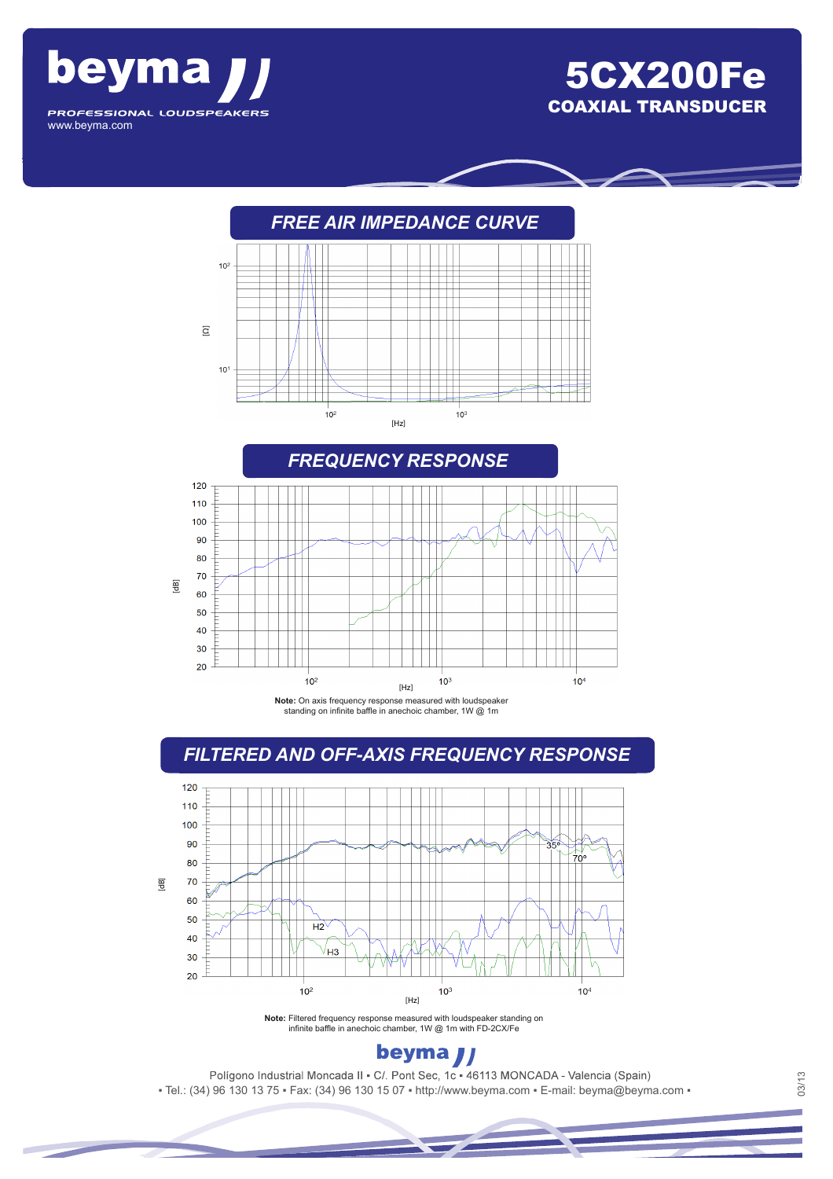beyma

PROFESSIONAL LOUDSPEAKERS

www.beyma.com

# 5CX200Fe

## COAXIAL TRANSDUCER

## FREE AIR IMPEDANCE CURVE

$10^2$

[Ω]

$10^1$

$10^2$

[Hz]

$10^3$

## FREQUENCY RESPONSE

120
110
100
90
80
70
60
50
40
30
20

[dB]

$10^2$

[Hz]

$10^3$

$10^4$

**Note:** On axis frequency response measured with loudspeaker standing on infinite baffle in anechoic chamber, 1W @ 1m

## FILTERED AND OFF-AXIS FREQUENCY RESPONSE

120
110
100
90
80
70
60
50
40
30
20

[dB]

35°

70°

H2

H3

$10^2$

[Hz]

$10^3$

$10^4$

**Note:** Filtered frequency response measured with loudspeaker standing on infinite baffle in anechoic chamber, 1W @ 1m with FD-2CX/Fe

beyma

Polígono Industrial Moncada II ▪ C/. Pont Sec, 1c ▪ 46113 MONCADA - Valencia (Spain)

▪ Tel.: (34) 96 130 13 75 ▪ Fax: (34) 96 130 15 07 ▪ http://www.beyma.com ▪ E-mail: beyma@beyma.com ▪

03/13